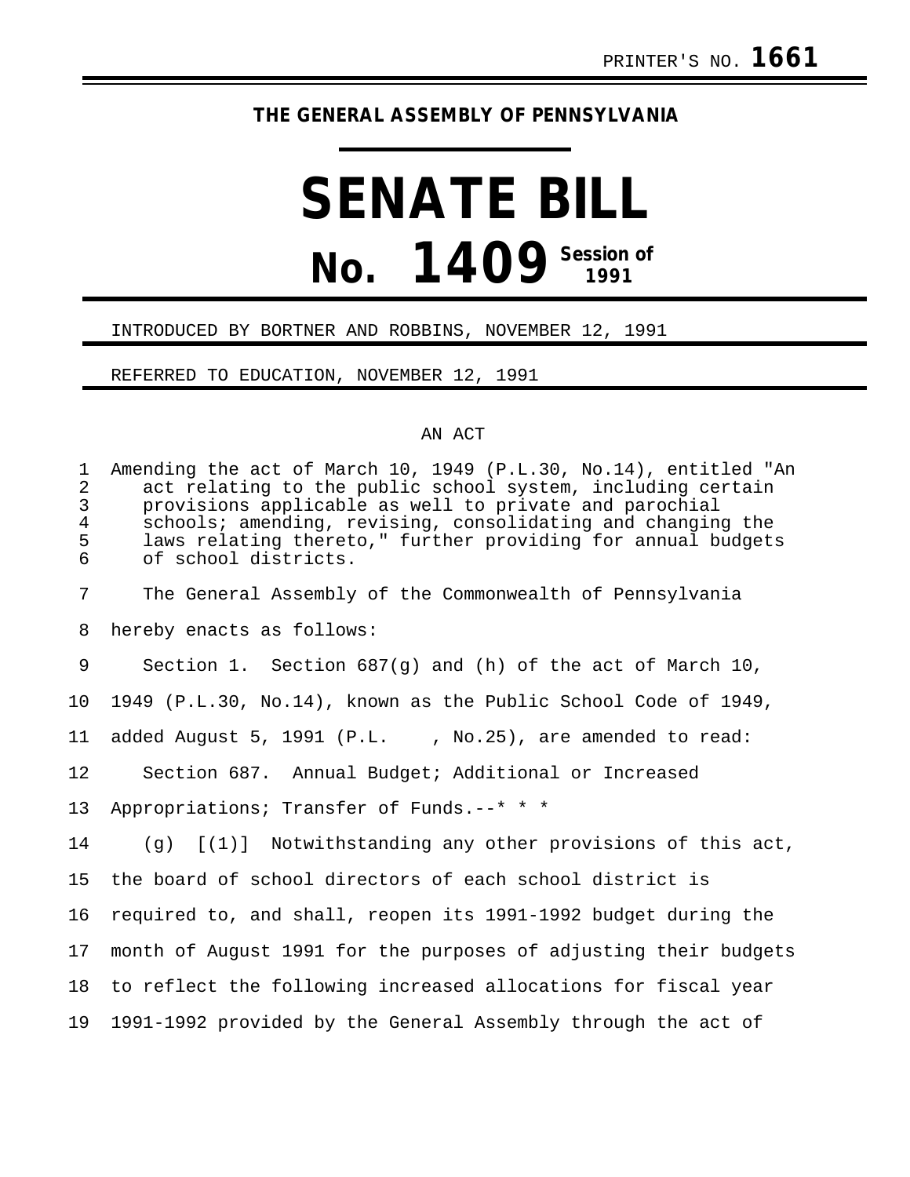PRINTER'S NO. **1661**

**THE GENERAL ASSEMBLY OF PENNSYLVANIA**

# SENATE BILL

# No. 1409 Session of 1991

INTRODUCED BY BORTNER AND ROBBINS, NOVEMBER 12, 1991

REFERRED TO EDUCATION, NOVEMBER 12, 1991

AN ACT

Amending the act of March 10, 1949 (P.L.30, No.14), entitled "An act relating to the public school system, including certain provisions applicable as well to private and parochial schools; amending, revising, consolidating and changing the laws relating thereto," further providing for annual budgets of school districts.

The General Assembly of the Commonwealth of Pennsylvania hereby enacts as follows:

Section 1. Section 687(g) and (h) of the act of March 10, 1949 (P.L.30, No.14), known as the Public School Code of 1949, added August 5, 1991 (P.L. , No.25), are amended to read:

Section 687. Annual Budget; Additional or Increased Appropriations; Transfer of Funds.--* * *

(g) [(1)] Notwithstanding any other provisions of this act, the board of school directors of each school district is required to, and shall, reopen its 1991-1992 budget during the month of August 1991 for the purposes of adjusting their budgets to reflect the following increased allocations for fiscal year 1991-1992 provided by the General Assembly through the act of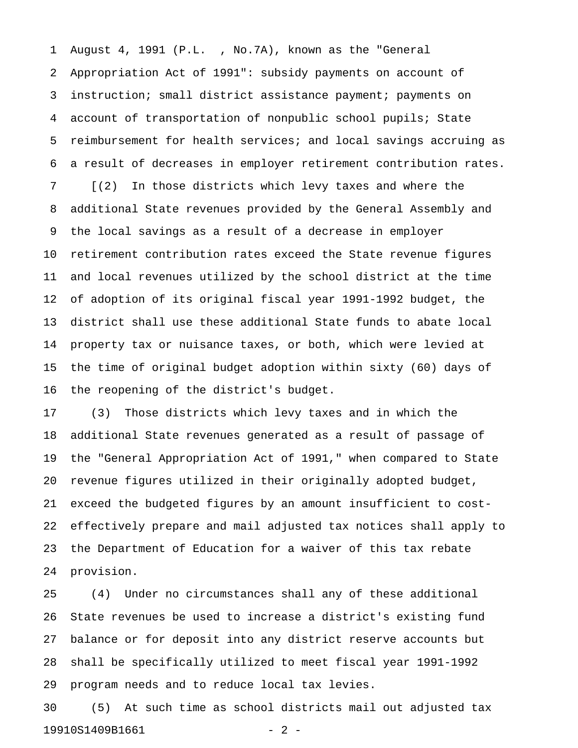August 4, 1991 (P.L. , No.7A), known as the "General Appropriation Act of 1991": subsidy payments on account of instruction; small district assistance payment; payments on account of transportation of nonpublic school pupils; State reimbursement for health services; and local savings accruing as a result of decreases in employer retirement contribution rates.

[(2) In those districts which levy taxes and where the additional State revenues provided by the General Assembly and the local savings as a result of a decrease in employer retirement contribution rates exceed the State revenue figures and local revenues utilized by the school district at the time of adoption of its original fiscal year 1991-1992 budget, the district shall use these additional State funds to abate local property tax or nuisance taxes, or both, which were levied at the time of original budget adoption within sixty (60) days of the reopening of the district's budget.

(3) Those districts which levy taxes and in which the additional State revenues generated as a result of passage of the "General Appropriation Act of 1991," when compared to State revenue figures utilized in their originally adopted budget, exceed the budgeted figures by an amount insufficient to cost-effectively prepare and mail adjusted tax notices shall apply to the Department of Education for a waiver of this tax rebate provision.

(4) Under no circumstances shall any of these additional State revenues be used to increase a district's existing fund balance or for deposit into any district reserve accounts but shall be specifically utilized to meet fiscal year 1991-1992 program needs and to reduce local tax levies.

(5) At such time as school districts mail out adjusted tax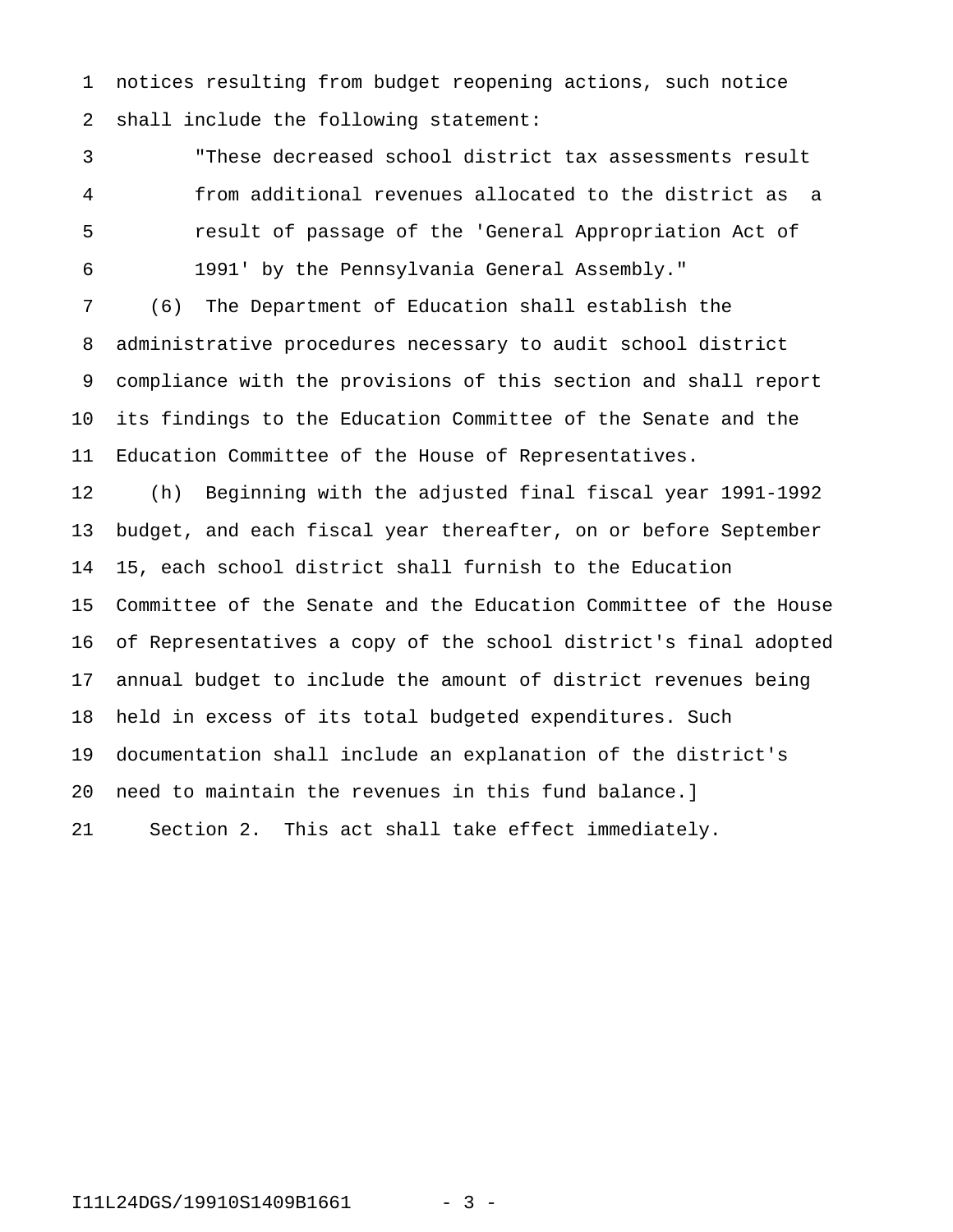notices resulting from budget reopening actions, such notice shall include the following statement:

> "These decreased school district tax assessments result from additional revenues allocated to the district as a result of passage of the 'General Appropriation Act of 1991' by the Pennsylvania General Assembly."

(6) The Department of Education shall establish the administrative procedures necessary to audit school district compliance with the provisions of this section and shall report its findings to the Education Committee of the Senate and the Education Committee of the House of Representatives.

(h) Beginning with the adjusted final fiscal year 1991-1992 budget, and each fiscal year thereafter, on or before September 15, each school district shall furnish to the Education Committee of the Senate and the Education Committee of the House of Representatives a copy of the school district's final adopted annual budget to include the amount of district revenues being held in excess of its total budgeted expenditures. Such documentation shall include an explanation of the district's need to maintain the revenues in this fund balance.]

Section 2. This act shall take effect immediately.

I11L24DGS/19910S1409B1661